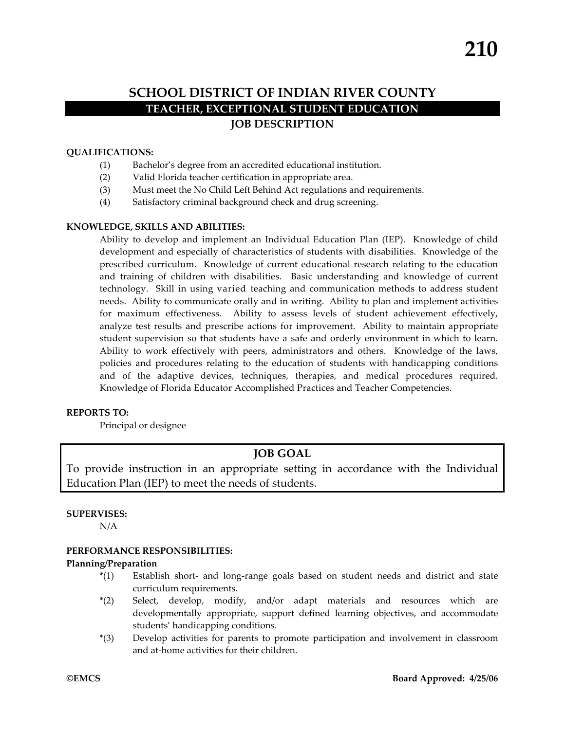# SCHOOL DISTRICT OF INDIAN RIVER COUNTY

## TEACHER, EXCEPTIONAL STUDENT EDUCATION

## JOB DESCRIPTION

**QUALIFICATIONS:**

(1) Bachelor's degree from an accredited educational institution.
(2) Valid Florida teacher certification in appropriate area.
(3) Must meet the No Child Left Behind Act regulations and requirements.
(4) Satisfactory criminal background check and drug screening.

**KNOWLEDGE, SKILLS AND ABILITIES:**

Ability to develop and implement an Individual Education Plan (IEP). Knowledge of child development and especially of characteristics of students with disabilities. Knowledge of the prescribed curriculum. Knowledge of current educational research relating to the education and training of children with disabilities. Basic understanding and knowledge of current technology. Skill in using varied teaching and communication methods to address student needs. Ability to communicate orally and in writing. Ability to plan and implement activities for maximum effectiveness. Ability to assess levels of student achievement effectively, analyze test results and prescribe actions for improvement. Ability to maintain appropriate student supervision so that students have a safe and orderly environment in which to learn. Ability to work effectively with peers, administrators and others. Knowledge of the laws, policies and procedures relating to the education of students with handicapping conditions and of the adaptive devices, techniques, therapies, and medical procedures required. Knowledge of Florida Educator Accomplished Practices and Teacher Competencies.

**REPORTS TO:**

Principal or designee

**JOB GOAL**

To provide instruction in an appropriate setting in accordance with the Individual Education Plan (IEP) to meet the needs of students.

**SUPERVISES:**

N/A

**PERFORMANCE RESPONSIBILITIES:**

**Planning/Preparation**

*(1) Establish short- and long-range goals based on student needs and district and state curriculum requirements.
*(2) Select, develop, modify, and/or adapt materials and resources which are developmentally appropriate, support defined learning objectives, and accommodate students' handicapping conditions.
*(3) Develop activities for parents to promote participation and involvement in classroom and at-home activities for their children.

©EMCS — Board Approved: 4/25/06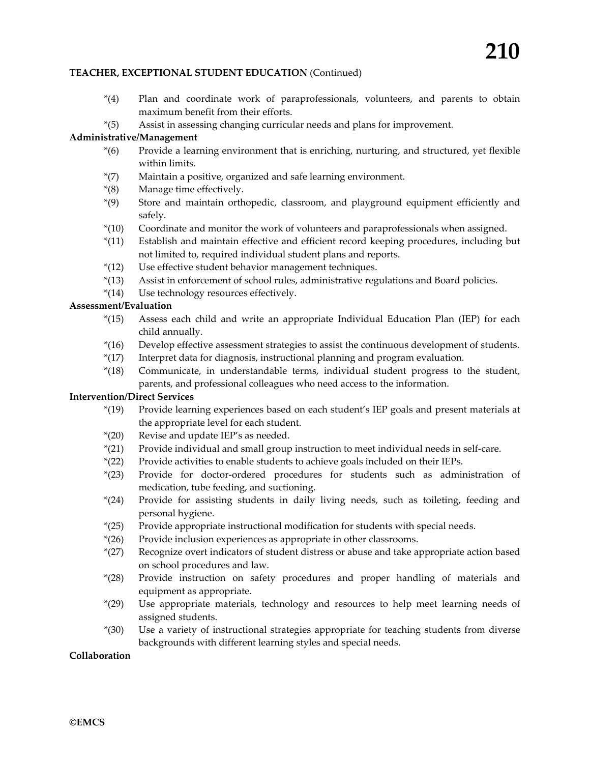**TEACHER, EXCEPTIONAL STUDENT EDUCATION** (Continued)

- *(4) Plan and coordinate work of paraprofessionals, volunteers, and parents to obtain maximum benefit from their efforts.
- *(5) Assist in assessing changing curricular needs and plans for improvement.

**Administrative/Management**

- *(6) Provide a learning environment that is enriching, nurturing, and structured, yet flexible within limits.
- *(7) Maintain a positive, organized and safe learning environment.
- *(8) Manage time effectively.
- *(9) Store and maintain orthopedic, classroom, and playground equipment efficiently and safely.
- *(10) Coordinate and monitor the work of volunteers and paraprofessionals when assigned.
- *(11) Establish and maintain effective and efficient record keeping procedures, including but not limited to, required individual student plans and reports.
- *(12) Use effective student behavior management techniques.
- *(13) Assist in enforcement of school rules, administrative regulations and Board policies.
- *(14) Use technology resources effectively.

**Assessment/Evaluation**

- *(15) Assess each child and write an appropriate Individual Education Plan (IEP) for each child annually.
- *(16) Develop effective assessment strategies to assist the continuous development of students.
- *(17) Interpret data for diagnosis, instructional planning and program evaluation.
- *(18) Communicate, in understandable terms, individual student progress to the student, parents, and professional colleagues who need access to the information.

**Intervention/Direct Services**

- *(19) Provide learning experiences based on each student's IEP goals and present materials at the appropriate level for each student.
- *(20) Revise and update IEP's as needed.
- *(21) Provide individual and small group instruction to meet individual needs in self-care.
- *(22) Provide activities to enable students to achieve goals included on their IEPs.
- *(23) Provide for doctor-ordered procedures for students such as administration of medication, tube feeding, and suctioning.
- *(24) Provide for assisting students in daily living needs, such as toileting, feeding and personal hygiene.
- *(25) Provide appropriate instructional modification for students with special needs.
- *(26) Provide inclusion experiences as appropriate in other classrooms.
- *(27) Recognize overt indicators of student distress or abuse and take appropriate action based on school procedures and law.
- *(28) Provide instruction on safety procedures and proper handling of materials and equipment as appropriate.
- *(29) Use appropriate materials, technology and resources to help meet learning needs of assigned students.
- *(30) Use a variety of instructional strategies appropriate for teaching students from diverse backgrounds with different learning styles and special needs.

**Collaboration**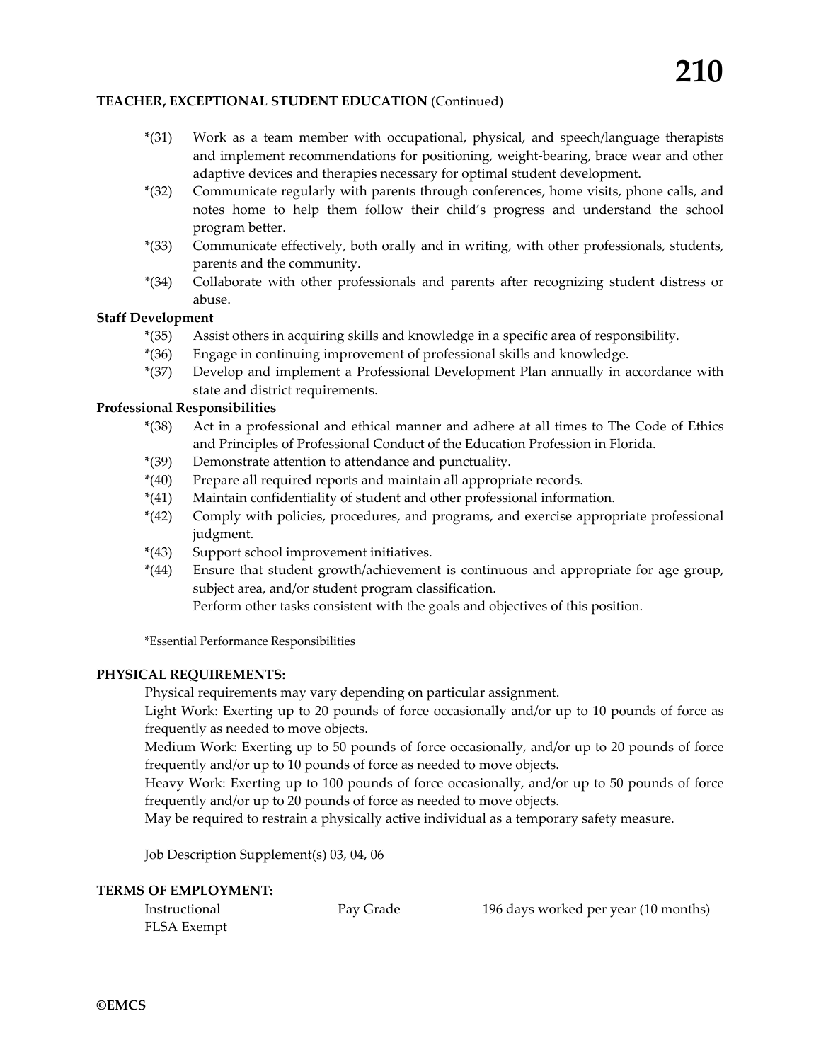**TEACHER, EXCEPTIONAL STUDENT EDUCATION** (Continued)

*(31) Work as a team member with occupational, physical, and speech/language therapists and implement recommendations for positioning, weight-bearing, brace wear and other adaptive devices and therapies necessary for optimal student development.

*(32) Communicate regularly with parents through conferences, home visits, phone calls, and notes home to help them follow their child's progress and understand the school program better.

*(33) Communicate effectively, both orally and in writing, with other professionals, students, parents and the community.

*(34) Collaborate with other professionals and parents after recognizing student distress or abuse.

**Staff Development**

*(35) Assist others in acquiring skills and knowledge in a specific area of responsibility.

*(36) Engage in continuing improvement of professional skills and knowledge.

*(37) Develop and implement a Professional Development Plan annually in accordance with state and district requirements.

**Professional Responsibilities**

*(38) Act in a professional and ethical manner and adhere at all times to The Code of Ethics and Principles of Professional Conduct of the Education Profession in Florida.

*(39) Demonstrate attention to attendance and punctuality.

*(40) Prepare all required reports and maintain all appropriate records.

*(41) Maintain confidentiality of student and other professional information.

*(42) Comply with policies, procedures, and programs, and exercise appropriate professional judgment.

*(43) Support school improvement initiatives.

*(44) Ensure that student growth/achievement is continuous and appropriate for age group, subject area, and/or student program classification.

Perform other tasks consistent with the goals and objectives of this position.

*Essential Performance Responsibilities

**PHYSICAL REQUIREMENTS:**

Physical requirements may vary depending on particular assignment.

Light Work: Exerting up to 20 pounds of force occasionally and/or up to 10 pounds of force as frequently as needed to move objects.

Medium Work: Exerting up to 50 pounds of force occasionally, and/or up to 20 pounds of force frequently and/or up to 10 pounds of force as needed to move objects.

Heavy Work: Exerting up to 100 pounds of force occasionally, and/or up to 50 pounds of force frequently and/or up to 20 pounds of force as needed to move objects.

May be required to restrain a physically active individual as a temporary safety measure.

Job Description Supplement(s) 03, 04, 06

**TERMS OF EMPLOYMENT:**

| Instructional | Pay Grade | 196 days worked per year (10 months) |
|---|---|---|
| FLSA Exempt | | |

**©EMCS**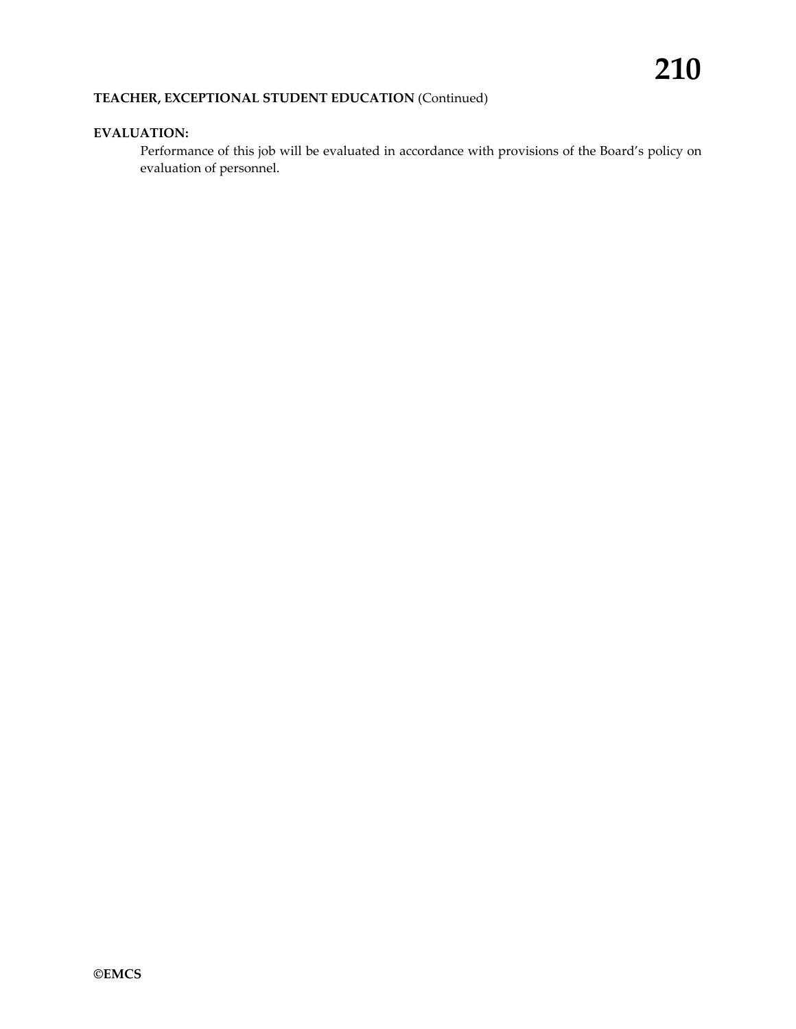**TEACHER, EXCEPTIONAL STUDENT EDUCATION** (Continued)

**EVALUATION:**

Performance of this job will be evaluated in accordance with provisions of the Board's policy on evaluation of personnel.